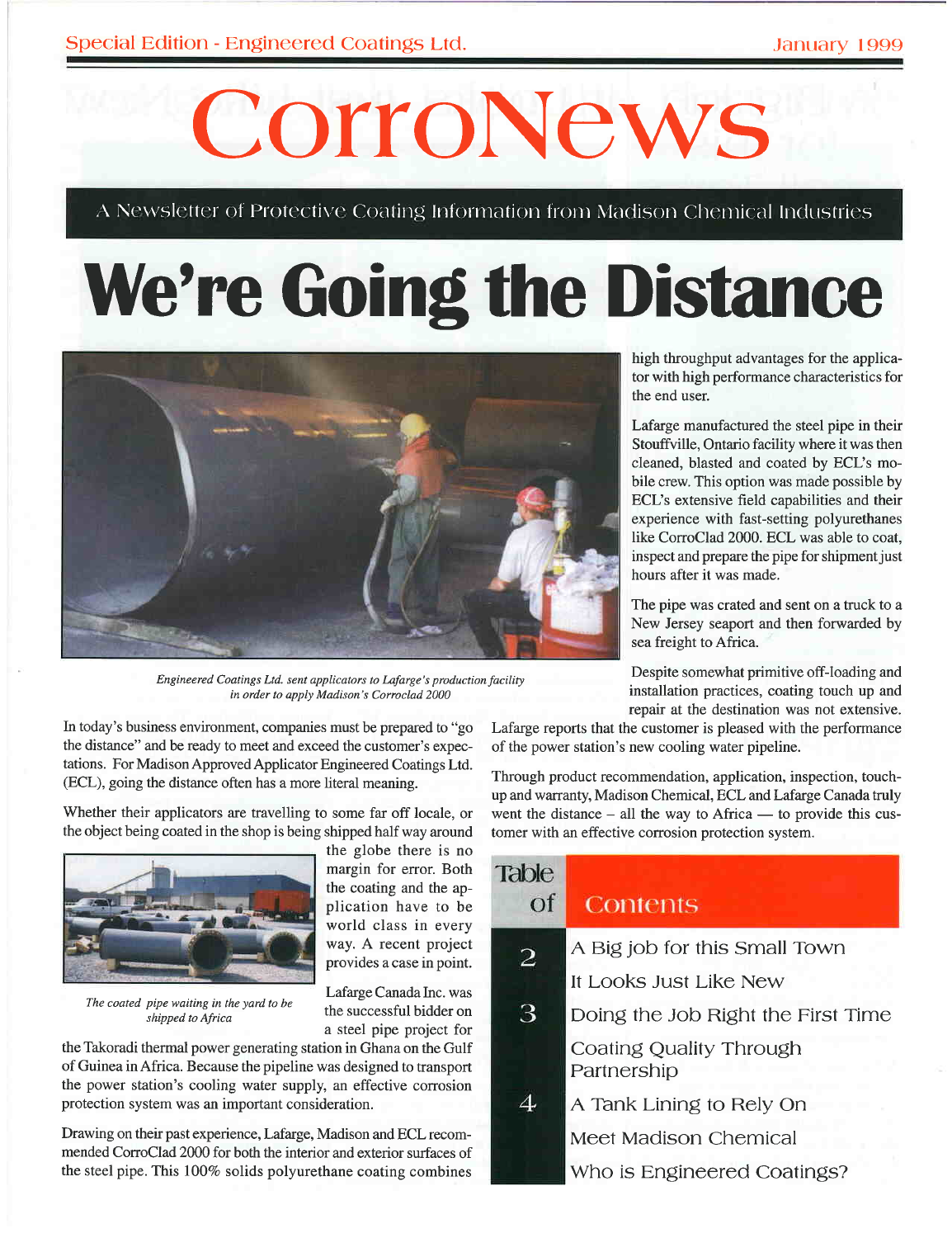Special Edition - Engineered Coatings Ltd. January 1999

# CorroNews

A Newsletter of Protective Coating Information from Madison Chemical Industries

# We're Going the Distance

*Engineered Coatings Ltd. sent applicators to Lafarge's production facility in order to apply Madison's Corroclad 2000*

In today's business environment, companies must be prepared to "go the distance" and be ready to meet and exceed the customer's expectations. For Madison Approved Applicator Engineered Coatings Ltd. (ECL), going the distance often has a more literal meaning.

Whether their applicators are travelling to some far off locale, or the object being coated in the shop is being shipped half way around the globe there is no margin for error. Both the coating and the application have to be world class in every way. A recent project provides a case in point.

*The coated pipe waiting in the yard to be shipped to Africa*

Lafarge Canada Inc. was the successful bidder on a steel pipe project for the Takoradi thermal power generating station in Ghana on the Gulf of Guinea in Africa. Because the pipeline was designed to transport the power station's cooling water supply, an effective corrosion protection system was an important consideration.

Drawing on their past experience, Lafarge, Madison and ECL recommended CorroClad 2000 for both the interior and exterior surfaces of the steel pipe. This 100% solids polyurethane coating combines high throughput advantages for the applicator with high performance characteristics for the end user.

Lafarge manufactured the steel pipe in their Stouffville, Ontario facility where it was then cleaned, blasted and coated by ECL's mobile crew. This option was made possible by ECL's extensive field capabilities and their experience with fast-setting polyurethanes like CorroClad 2000. ECL was able to coat, inspect and prepare the pipe for shipment just hours after it was made.

The pipe was crated and sent on a truck to a New Jersey seaport and then forwarded by sea freight to Africa.

Despite somewhat primitive off-loading and installation practices, coating touch up and repair at the destination was not extensive. Lafarge reports that the customer is pleased with the performance of the power station's new cooling water pipeline.

Through product recommendation, application, inspection, touch-up and warranty, Madison Chemical, ECL and Lafarge Canada truly went the distance – all the way to Africa — to provide this customer with an effective corrosion protection system.

## Table of Contents

| Page | Article |
|---|---|
| 2 | A Big job for this Small Town |
| | It Looks Just Like New |
| 3 | Doing the Job Right the First Time |
| | Coating Quality Through Partnership |
| 4 | A Tank Lining to Rely On |
| | Meet Madison Chemical |
| | Who is Engineered Coatings? |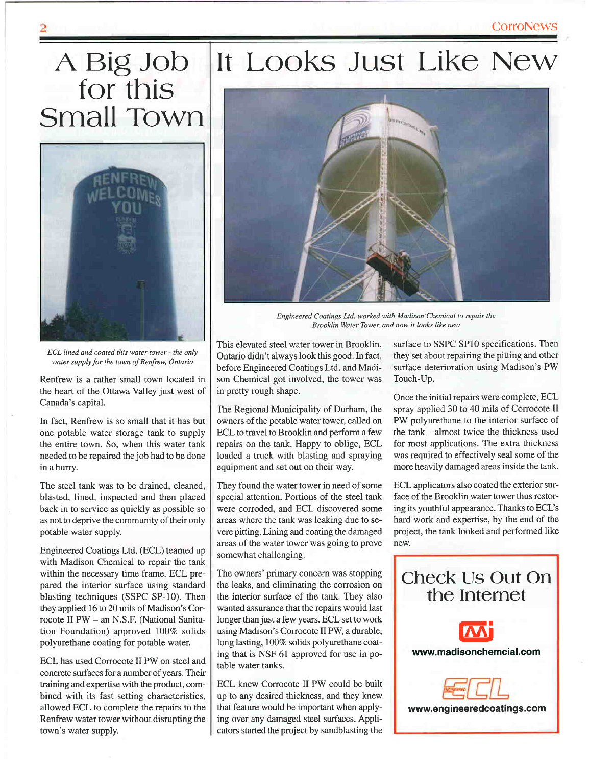# A Big Job for this Small Town

*ECL lined and coated this water tower - the only water supply for the town of Renfrew, Ontario*

Renfrew is a rather small town located in the heart of the Ottawa Valley just west of Canada's capital.

In fact, Renfrew is so small that it has but one potable water storage tank to supply the entire town. So, when this water tank needed to be repaired the job had to be done in a hurry.

The steel tank was to be drained, cleaned, blasted, lined, inspected and then placed back in to service as quickly as possible so as not to deprive the community of their only potable water supply.

Engineered Coatings Ltd. (ECL) teamed up with Madison Chemical to repair the tank within the necessary time frame. ECL prepared the interior surface using standard blasting techniques (SSPC SP-10). Then they applied 16 to 20 mils of Madison's Corrocote II PW – an N.S.F. (National Sanitation Foundation) approved 100% solids polyurethane coating for potable water.

ECL has used Corrocote II PW on steel and concrete surfaces for a number of years. Their training and expertise with the product, combined with its fast setting characteristics, allowed ECL to complete the repairs to the Renfrew water tower without disrupting the town's water supply.

# It Looks Just Like New

*Engineered Coatings Ltd. worked with Madison Chemical to repair the Brooklin Water Tower, and now it looks like new*

This elevated steel water tower in Brooklin, Ontario didn't always look this good. In fact, before Engineered Coatings Ltd. and Madison Chemical got involved, the tower was in pretty rough shape.

The Regional Municipality of Durham, the owners of the potable water tower, called on ECL to travel to Brooklin and perform a few repairs on the tank. Happy to oblige, ECL loaded a truck with blasting and spraying equipment and set out on their way.

They found the water tower in need of some special attention. Portions of the steel tank were corroded, and ECL discovered some areas where the tank was leaking due to severe pitting. Lining and coating the damaged areas of the water tower was going to prove somewhat challenging.

The owners' primary concern was stopping the leaks, and eliminating the corrosion on the interior surface of the tank. They also wanted assurance that the repairs would last longer than just a few years. ECL set to work using Madison's Corrocote II PW, a durable, long lasting, 100% solids polyurethane coating that is NSF 61 approved for use in potable water tanks.

ECL knew Corrocote II PW could be built up to any desired thickness, and they knew that feature would be important when applying over any damaged steel surfaces. Applicators started the project by sandblasting the surface to SSPC SP10 specifications. Then they set about repairing the pitting and other surface deterioration using Madison's PW Touch-Up.

Once the initial repairs were complete, ECL spray applied 30 to 40 mils of Corrocote II PW polyurethane to the interior surface of the tank - almost twice the thickness used for most applications. The extra thickness was required to effectively seal some of the more heavily damaged areas inside the tank.

ECL applicators also coated the exterior surface of the Brooklin water tower thus restoring its youthful appearance. Thanks to ECL's hard work and expertise, by the end of the project, the tank looked and performed like new.

## Check Us Out On the Internet

www.madisonchemcial.com

www.engineeredcoatings.com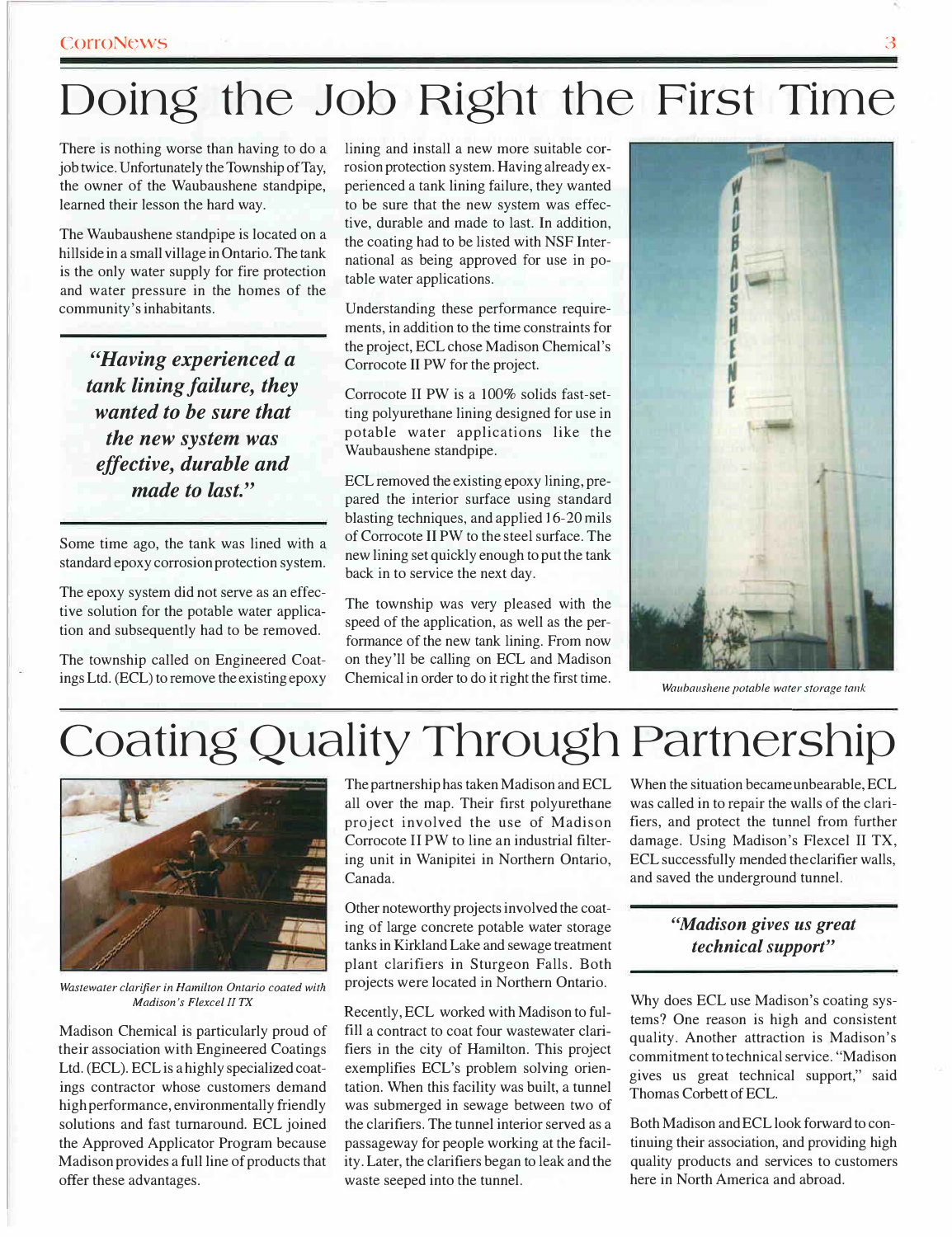# Doing the Job Right the First Time

There is nothing worse than having to do a job twice. Unfortunately the Township of Tay, the owner of the Waubaushene standpipe, learned their lesson the hard way.

The Waubaushene standpipe is located on a hillside in a small village in Ontario. The tank is the only water supply for fire protection and water pressure in the homes of the community's inhabitants.

> ***"Having experienced a tank lining failure, they wanted to be sure that the new system was effective, durable and made to last."***

Some time ago, the tank was lined with a standard epoxy corrosion protection system.

The epoxy system did not serve as an effective solution for the potable water application and subsequently had to be removed.

The township called on Engineered Coatings Ltd. (ECL) to remove the existing epoxy lining and install a new more suitable corrosion protection system. Having already experienced a tank lining failure, they wanted to be sure that the new system was effective, durable and made to last. In addition, the coating had to be listed with NSF International as being approved for use in potable water applications.

Understanding these performance requirements, in addition to the time constraints for the project, ECL chose Madison Chemical's Corrocote II PW for the project.

Corrocote II PW is a 100% solids fast-setting polyurethane lining designed for use in potable water applications like the Waubaushene standpipe.

ECL removed the existing epoxy lining, prepared the interior surface using standard blasting techniques, and applied 16-20 mils of Corrocote II PW to the steel surface. The new lining set quickly enough to put the tank back in to service the next day.

The township was very pleased with the speed of the application, as well as the performance of the new tank lining. From now on they'll be calling on ECL and Madison Chemical in order to do it right the first time.

*Waubaushene potable water storage tank*

# Coating Quality Through Partnership

*Wastewater clarifier in Hamilton Ontario coated with Madison's Flexcel II TX*

Madison Chemical is particularly proud of their association with Engineered Coatings Ltd. (ECL). ECL is a highly specialized coatings contractor whose customers demand high performance, environmentally friendly solutions and fast turnaround. ECL joined the Approved Applicator Program because Madison provides a full line of products that offer these advantages.

The partnership has taken Madison and ECL all over the map. Their first polyurethane project involved the use of Madison Corrocote II PW to line an industrial filtering unit in Wanipitei in Northern Ontario, Canada.

Other noteworthy projects involved the coating of large concrete potable water storage tanks in Kirkland Lake and sewage treatment plant clarifiers in Sturgeon Falls. Both projects were located in Northern Ontario.

Recently, ECL worked with Madison to fulfill a contract to coat four wastewater clarifiers in the city of Hamilton. This project exemplifies ECL's problem solving orientation. When this facility was built, a tunnel was submerged in sewage between two of the clarifiers. The tunnel interior served as a passageway for people working at the facility. Later, the clarifiers began to leak and the waste seeped into the tunnel.

When the situation became unbearable, ECL was called in to repair the walls of the clarifiers, and protect the tunnel from further damage. Using Madison's Flexcel II TX, ECL successfully mended the clarifier walls, and saved the underground tunnel.

> ***"Madison gives us great technical support"***

Why does ECL use Madison's coating systems? One reason is high and consistent quality. Another attraction is Madison's commitment to technical service. "Madison gives us great technical support," said Thomas Corbett of ECL.

Both Madison and ECL look forward to continuing their association, and providing high quality products and services to customers here in North America and abroad.